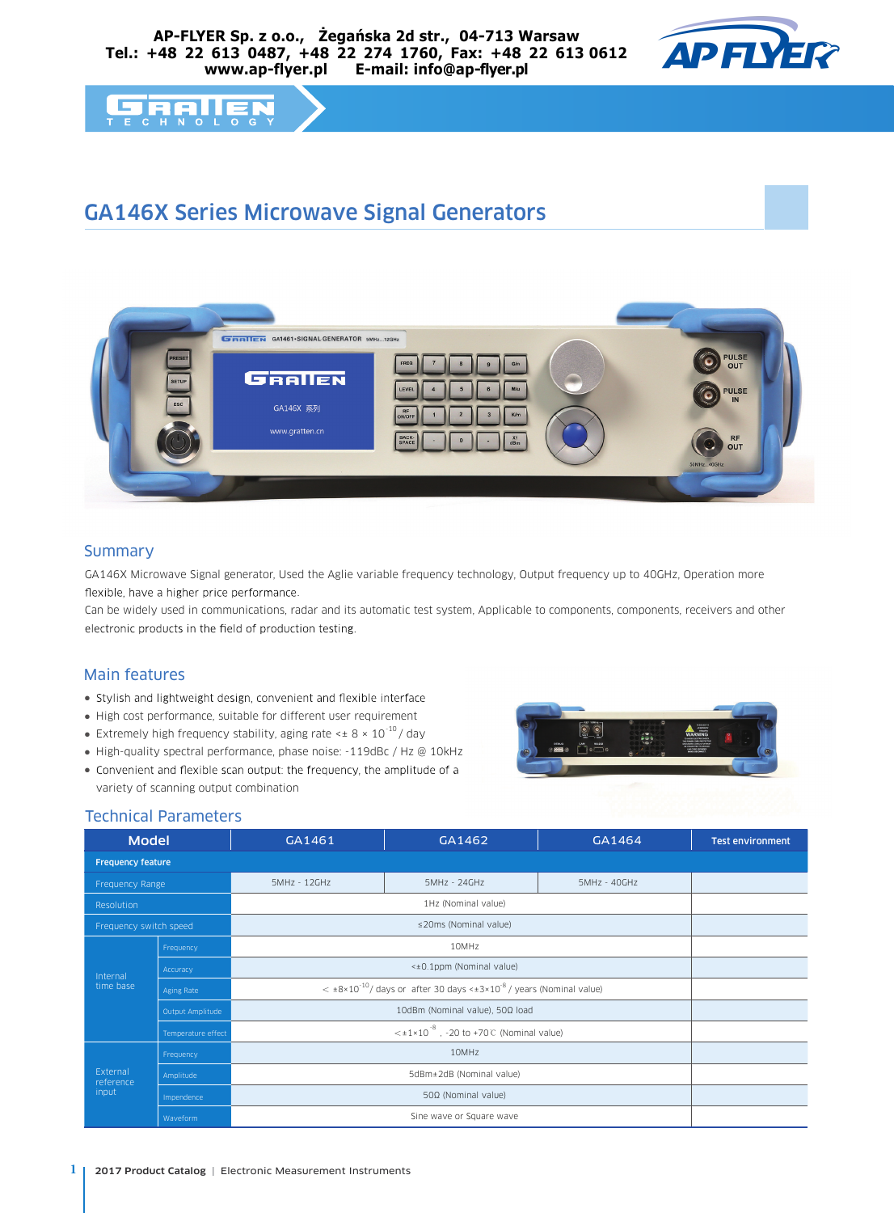AP-FLYER Sp. z o.o., Żegańska 2d str., 04-713 Warsaw
Tel.: +48 22 613 0487, +48 22 274 1760, Fax: +48 22 613 0612
www.ap-flyer.pl E-mail: info@ap-flyer.pl

# GA146X Series Microwave Signal Generators

## Summary

GA146X Microwave Signal generator, Used the Aglie variable frequency technology, Output frequency up to 40GHz, Operation more flexible, have a higher price performance.

Can be widely used in communications, radar and its automatic test system, Applicable to components, components, receivers and other electronic products in the field of production testing.

## Main features

- Stylish and lightweight design, convenient and flexible interface
- High cost performance, suitable for different user requirement
- Extremely high frequency stability, aging rate <± 8 × $10^{-10}$ / day
- High-quality spectral performance, phase noise: -119dBc / Hz @ 10kHz
- Convenient and flexible scan output: the frequency, the amplitude of a variety of scanning output combination

## Technical Parameters

| Model | | GA1461 | GA1462 | GA1464 | Test environment |
|---|---|---|---|---|---|
| **Frequency feature** | | | | | |
| Frequency Range | | 5MHz - 12GHz | 5MHz - 24GHz | 5MHz - 40GHz | |
| Resolution | | 1Hz (Nominal value) | | | |
| Frequency switch speed | | ≤20ms (Nominal value) | | | |
| Internal time base | Frequency | 10MHz | | | |
| | Accuracy | <±0.1ppm (Nominal value) | | | |
| | Aging Rate | < ±8×$10^{-10}$/ days or after 30 days <±3×$10^{-8}$ / years (Nominal value) | | | |
| | Output Amplitude | 10dBm (Nominal value), 50Ω load | | | |
| | Temperature effect | <±1×$10^{-8}$ , -20 to +70℃ (Nominal value) | | | |
| External reference input | Frequency | 10MHz | | | |
| | Amplitude | 5dBm±2dB (Nominal value) | | | |
| | Impendence | 50Ω (Nominal value) | | | |
| | Waveform | Sine wave or Square wave | | | |

**2017 Product Catalog** | Electronic Measurement Instruments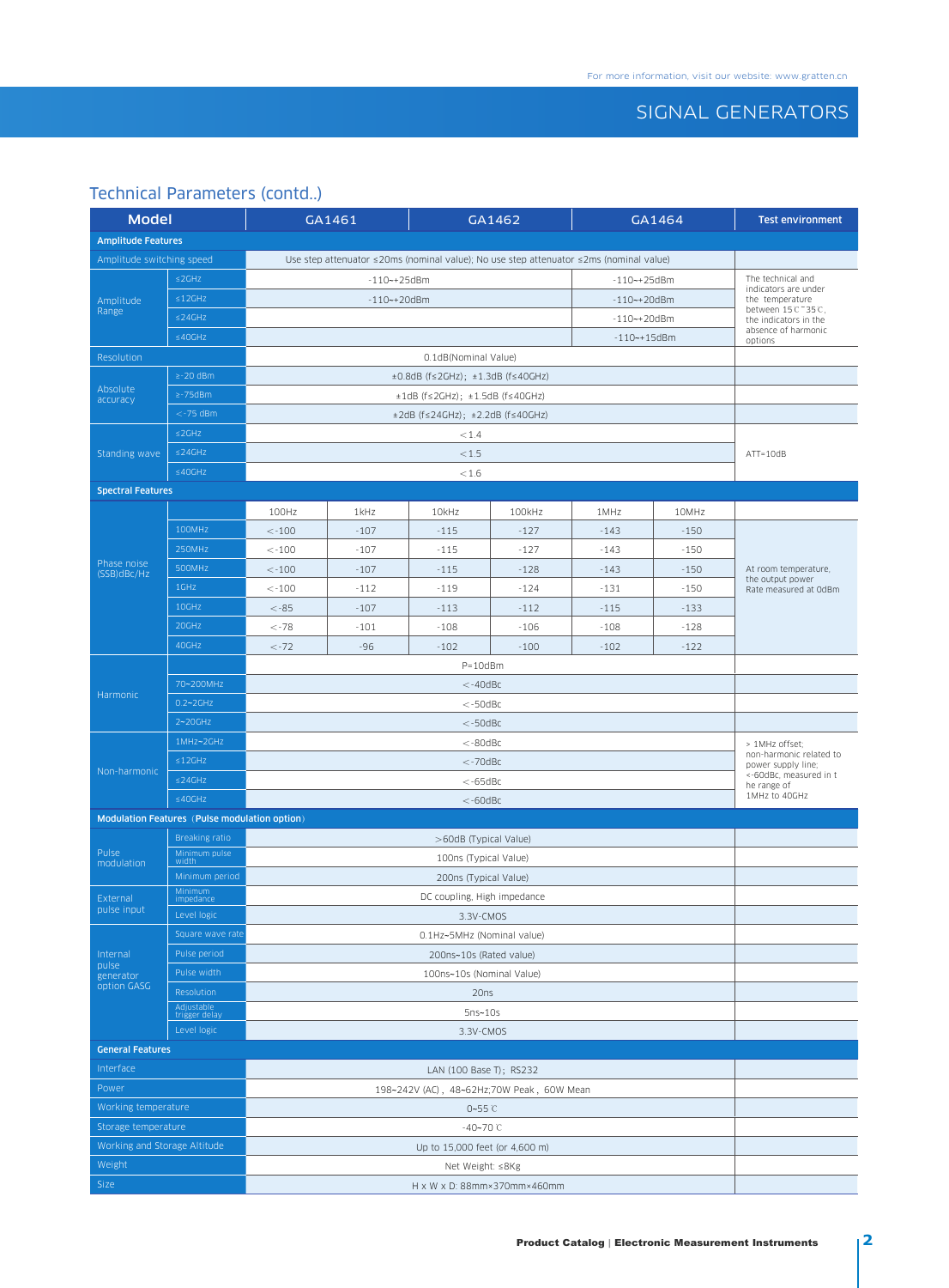## Technical Parameters (contd..)

| Model | | GA1461 | | GA1462 | | GA1464 | | Test environment |
|---|---|---|---|---|---|---|---|---|
| **Amplitude Features** | | | | | | | | |
| Amplitude switching speed | | Use step attenuator ≤20ms (nominal value); No use step attenuator ≤2ms (nominal value) | | | | | | |
| Amplitude Range | ≤2GHz | -110~+25dBm | | | | -110~+25dBm | | The technical and indicators are under the temperature between 15℃~35℃, the indicators in the absence of harmonic options |
| | ≤12GHz | -110~+20dBm | | | | -110~+20dBm | | |
| | ≤24GHz | | | | | -110~+20dBm | | |
| | ≤40GHz | | | | | -110~+15dBm | | |
| Resolution | | 0.1dB(Nominal Value) | | | | | | |
| Absolute accuracy | ≥-20 dBm | ±0.8dB (f≤2GHz); ±1.3dB (f≤40GHz) | | | | | | |
| | ≥-75dBm | ±1dB (f≤2GHz); ±1.5dB (f≤40GHz) | | | | | | |
| | <-75 dBm | ±2dB (f≤24GHz); ±2.2dB (f≤40GHz) | | | | | | |
| Standing wave | ≤2GHz | <1.4 | | | | | | ATT=10dB |
| | ≤24GHz | <1.5 | | | | | | |
| | ≤40GHz | <1.6 | | | | | | |
| **Spectral Features** | | | | | | | | |
| Phase noise (SSB)dBc/Hz | | 100Hz | 1kHz | 10kHz | 100kHz | 1MHz | 10MHz | |
| | 100MHz | <-100 | -107 | -115 | -127 | -143 | -150 | At room temperature, the output power Rate measured at 0dBm |
| | 250MHz | <-100 | -107 | -115 | -127 | -143 | -150 | |
| | 500MHz | <-100 | -107 | -115 | -128 | -143 | -150 | |
| | 1GHz | <-100 | -112 | -119 | -124 | -131 | -150 | |
| | 10GHz | <-85 | -107 | -113 | -112 | -115 | -133 | |
| | 20GHz | <-78 | -101 | -108 | -106 | -108 | -128 | |
| | 40GHz | <-72 | -96 | -102 | -100 | -102 | -122 | |
| Harmonic | | P=10dBm | | | | | | |
| | 70~200MHz | <-40dBc | | | | | | |
| | 0.2~2GHz | <-50dBc | | | | | | |
| | 2~20GHz | <-50dBc | | | | | | |
| Non-harmonic | 1MHz~2GHz | <-80dBc | | | | | | > 1MHz offset; non-harmonic related to power supply line; <-60dBc, measured in t he range of 1MHz to 40GHz |
| | ≤12GHz | <-70dBc | | | | | | |
| | ≤24GHz | <-65dBc | | | | | | |
| | ≤40GHz | <-60dBc | | | | | | |
| **Modulation Features（Pulse modulation option）** | | | | | | | | |
| Pulse modulation | Breaking ratio | >60dB (Typical Value) | | | | | | |
| | Minimum pulse width | 100ns (Typical Value) | | | | | | |
| | Minimum period | 200ns (Typical Value) | | | | | | |
| External pulse input | Minimum impedance | DC coupling, High impedance | | | | | | |
| | Level logic | 3.3V-CMOS | | | | | | |
| Internal pulse generator option GASG | Square wave rate | 0.1Hz~5MHz (Nominal value) | | | | | | |
| | Pulse period | 200ns~10s (Rated value) | | | | | | |
| | Pulse width | 100ns~10s (Nominal Value) | | | | | | |
| | Resolution | 20ns | | | | | | |
| | Adjustable trigger delay | 5ns~10s | | | | | | |
| | Level logic | 3.3V-CMOS | | | | | | |
| **General Features** | | | | | | | | |
| Interface | | LAN (100 Base T); RS232 | | | | | | |
| Power | | 198~242V (AC), 48~62Hz;70W Peak, 60W Mean | | | | | | |
| Working temperature | | 0~55℃ | | | | | | |
| Storage temperature | | -40~70℃ | | | | | | |
| Working and Storage Altitude | | Up to 15,000 feet (or 4,600 m) | | | | | | |
| Weight | | Net Weight: ≤8Kg | | | | | | |
| Size | | H x W x D: 88mm×370mm×460mm | | | | | | |